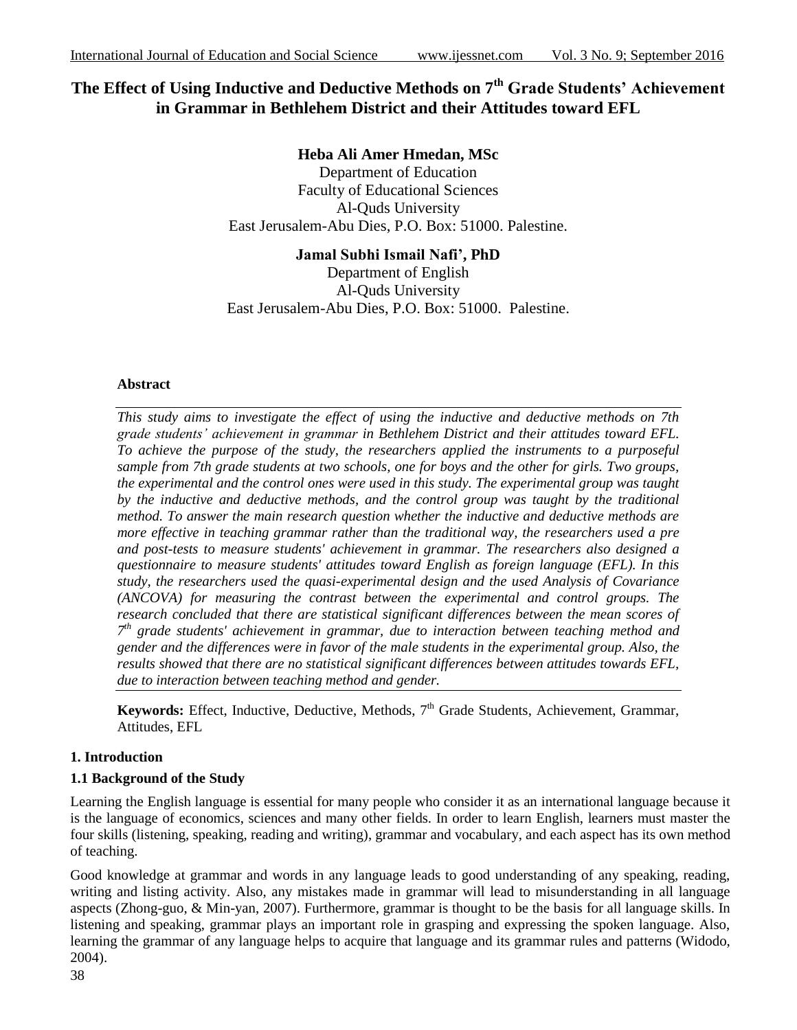# The Effect of Using Inductive and Deductive Methods on 7th Grade Students' Achievement in Grammar in Bethlehem District and their Attitudes toward EFL

**Heba Ali Amer Hmedan, MSc**
Department of Education
Faculty of Educational Sciences
Al-Quds University
East Jerusalem-Abu Dies, P.O. Box: 51000. Palestine.

**Jamal Subhi Ismail Nafi', PhD**
Department of English
Al-Quds University
East Jerusalem-Abu Dies, P.O. Box: 51000. Palestine.

### Abstract

*This study aims to investigate the effect of using the inductive and deductive methods on 7th grade students' achievement in grammar in Bethlehem District and their attitudes toward EFL. To achieve the purpose of the study, the researchers applied the instruments to a purposeful sample from 7th grade students at two schools, one for boys and the other for girls. Two groups, the experimental and the control ones were used in this study. The experimental group was taught by the inductive and deductive methods, and the control group was taught by the traditional method. To answer the main research question whether the inductive and deductive methods are more effective in teaching grammar rather than the traditional way, the researchers used a pre and post-tests to measure students' achievement in grammar. The researchers also designed a questionnaire to measure students' attitudes toward English as foreign language (EFL). In this study, the researchers used the quasi-experimental design and the used Analysis of Covariance (ANCOVA) for measuring the contrast between the experimental and control groups. The research concluded that there are statistical significant differences between the mean scores of 7th grade students' achievement in grammar, due to interaction between teaching method and gender and the differences were in favor of the male students in the experimental group. Also, the results showed that there are no statistical significant differences between attitudes towards EFL, due to interaction between teaching method and gender.*

**Keywords:** Effect, Inductive, Deductive, Methods, 7th Grade Students, Achievement, Grammar, Attitudes, EFL

## 1. Introduction

### 1.1 Background of the Study

Learning the English language is essential for many people who consider it as an international language because it is the language of economics, sciences and many other fields. In order to learn English, learners must master the four skills (listening, speaking, reading and writing), grammar and vocabulary, and each aspect has its own method of teaching.

Good knowledge at grammar and words in any language leads to good understanding of any speaking, reading, writing and listing activity. Also, any mistakes made in grammar will lead to misunderstanding in all language aspects (Zhong-guo, & Min-yan, 2007). Furthermore, grammar is thought to be the basis for all language skills. In listening and speaking, grammar plays an important role in grasping and expressing the spoken language. Also, learning the grammar of any language helps to acquire that language and its grammar rules and patterns (Widodo, 2004).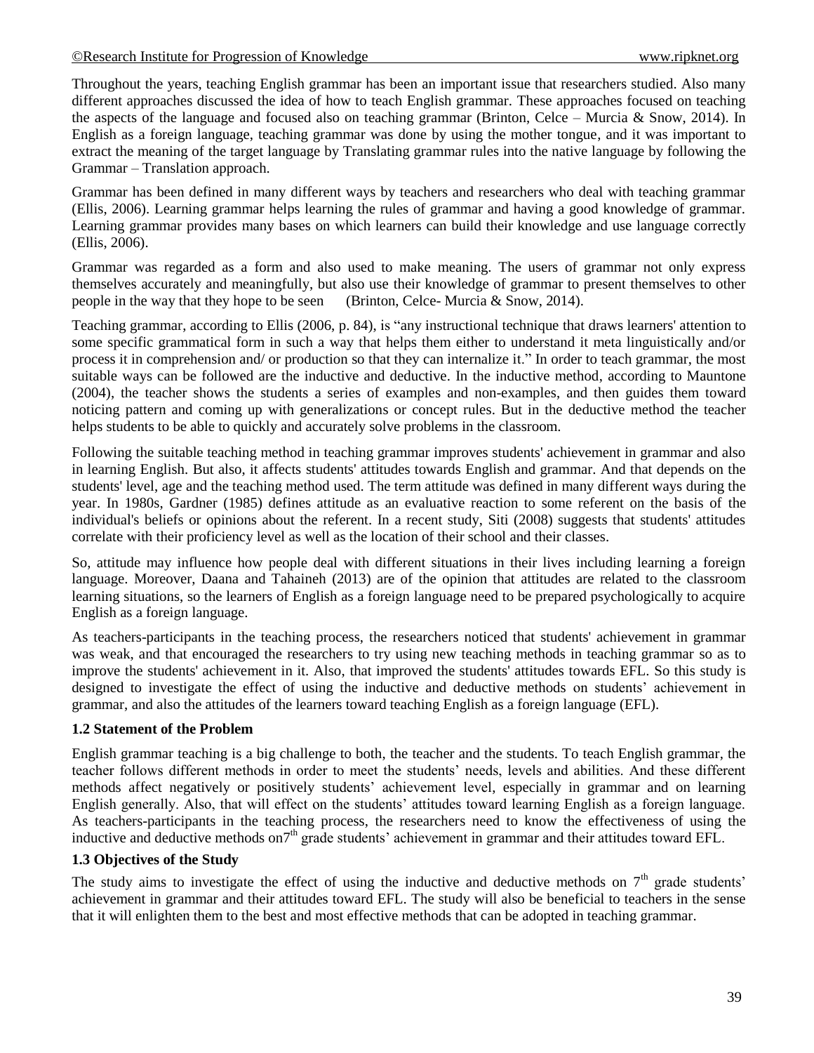Throughout the years, teaching English grammar has been an important issue that researchers studied. Also many different approaches discussed the idea of how to teach English grammar. These approaches focused on teaching the aspects of the language and focused also on teaching grammar (Brinton, Celce – Murcia & Snow, 2014). In English as a foreign language, teaching grammar was done by using the mother tongue, and it was important to extract the meaning of the target language by Translating grammar rules into the native language by following the Grammar – Translation approach.

Grammar has been defined in many different ways by teachers and researchers who deal with teaching grammar (Ellis, 2006). Learning grammar helps learning the rules of grammar and having a good knowledge of grammar. Learning grammar provides many bases on which learners can build their knowledge and use language correctly (Ellis, 2006).

Grammar was regarded as a form and also used to make meaning. The users of grammar not only express themselves accurately and meaningfully, but also use their knowledge of grammar to present themselves to other people in the way that they hope to be seen (Brinton, Celce- Murcia & Snow, 2014).

Teaching grammar, according to Ellis (2006, p. 84), is "any instructional technique that draws learners' attention to some specific grammatical form in such a way that helps them either to understand it meta linguistically and/or process it in comprehension and/ or production so that they can internalize it." In order to teach grammar, the most suitable ways can be followed are the inductive and deductive. In the inductive method, according to Mauntone (2004), the teacher shows the students a series of examples and non-examples, and then guides them toward noticing pattern and coming up with generalizations or concept rules. But in the deductive method the teacher helps students to be able to quickly and accurately solve problems in the classroom.

Following the suitable teaching method in teaching grammar improves students' achievement in grammar and also in learning English. But also, it affects students' attitudes towards English and grammar. And that depends on the students' level, age and the teaching method used. The term attitude was defined in many different ways during the year. In 1980s, Gardner (1985) defines attitude as an evaluative reaction to some referent on the basis of the individual's beliefs or opinions about the referent. In a recent study, Siti (2008) suggests that students' attitudes correlate with their proficiency level as well as the location of their school and their classes.

So, attitude may influence how people deal with different situations in their lives including learning a foreign language. Moreover, Daana and Tahaineh (2013) are of the opinion that attitudes are related to the classroom learning situations, so the learners of English as a foreign language need to be prepared psychologically to acquire English as a foreign language.

As teachers-participants in the teaching process, the researchers noticed that students' achievement in grammar was weak, and that encouraged the researchers to try using new teaching methods in teaching grammar so as to improve the students' achievement in it. Also, that improved the students' attitudes towards EFL. So this study is designed to investigate the effect of using the inductive and deductive methods on students' achievement in grammar, and also the attitudes of the learners toward teaching English as a foreign language (EFL).

### 1.2 Statement of the Problem

English grammar teaching is a big challenge to both, the teacher and the students. To teach English grammar, the teacher follows different methods in order to meet the students' needs, levels and abilities. And these different methods affect negatively or positively students' achievement level, especially in grammar and on learning English generally. Also, that will effect on the students' attitudes toward learning English as a foreign language. As teachers-participants in the teaching process, the researchers need to know the effectiveness of using the inductive and deductive methods on7th grade students' achievement in grammar and their attitudes toward EFL.

### 1.3 Objectives of the Study

The study aims to investigate the effect of using the inductive and deductive methods on 7th grade students' achievement in grammar and their attitudes toward EFL. The study will also be beneficial to teachers in the sense that it will enlighten them to the best and most effective methods that can be adopted in teaching grammar.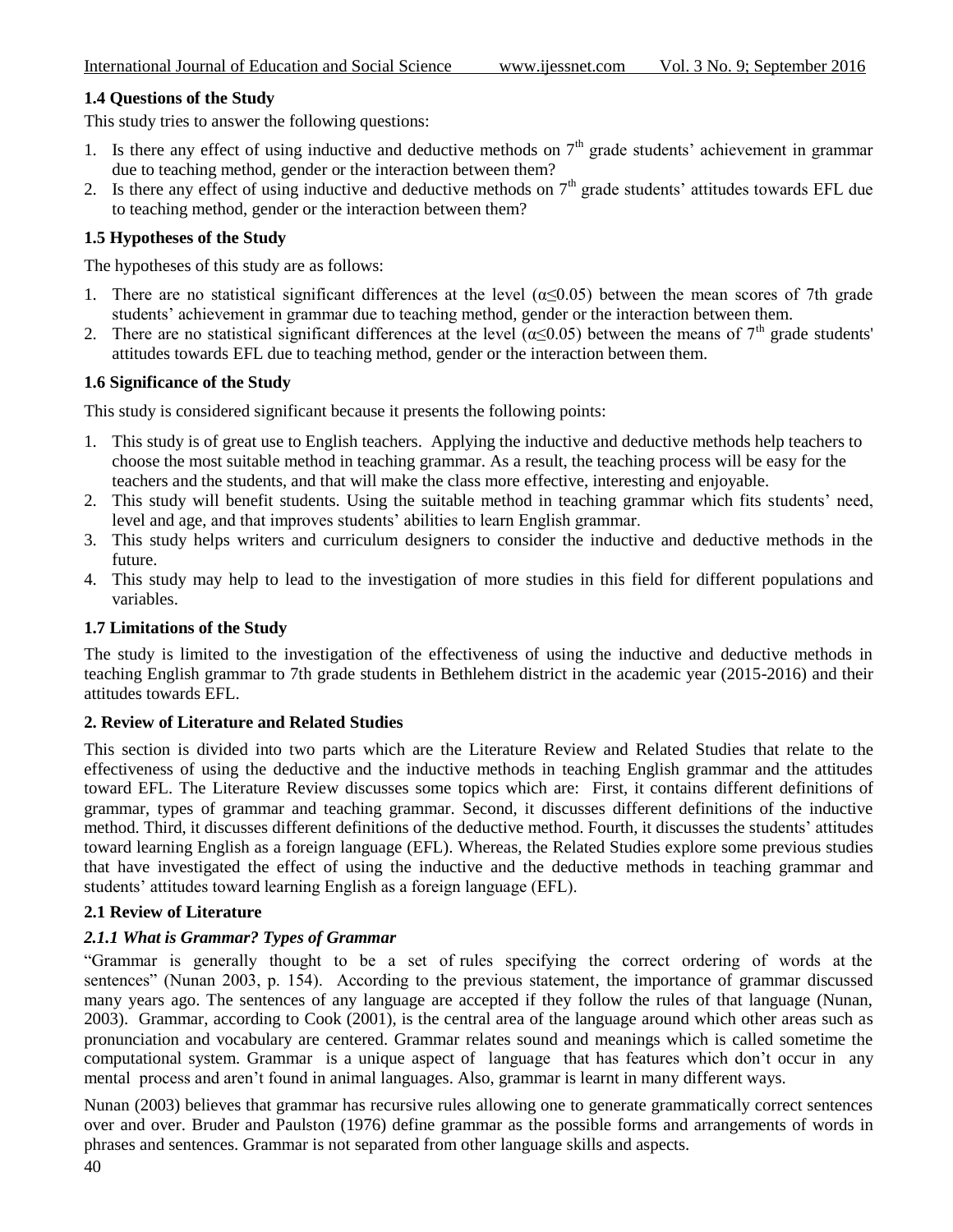### 1.4 Questions of the Study

This study tries to answer the following questions:

1. Is there any effect of using inductive and deductive methods on 7th grade students' achievement in grammar due to teaching method, gender or the interaction between them?
2. Is there any effect of using inductive and deductive methods on 7th grade students' attitudes towards EFL due to teaching method, gender or the interaction between them?

### 1.5 Hypotheses of the Study

The hypotheses of this study are as follows:

1. There are no statistical significant differences at the level ($\alpha \leq 0.05$) between the mean scores of 7th grade students' achievement in grammar due to teaching method, gender or the interaction between them.
2. There are no statistical significant differences at the level ($\alpha \leq 0.05$) between the means of 7th grade students' attitudes towards EFL due to teaching method, gender or the interaction between them.

### 1.6 Significance of the Study

This study is considered significant because it presents the following points:

1. This study is of great use to English teachers. Applying the inductive and deductive methods help teachers to choose the most suitable method in teaching grammar. As a result, the teaching process will be easy for the teachers and the students, and that will make the class more effective, interesting and enjoyable.
2. This study will benefit students. Using the suitable method in teaching grammar which fits students' need, level and age, and that improves students' abilities to learn English grammar.
3. This study helps writers and curriculum designers to consider the inductive and deductive methods in the future.
4. This study may help to lead to the investigation of more studies in this field for different populations and variables.

### 1.7 Limitations of the Study

The study is limited to the investigation of the effectiveness of using the inductive and deductive methods in teaching English grammar to 7th grade students in Bethlehem district in the academic year (2015-2016) and their attitudes towards EFL.

## 2. Review of Literature and Related Studies

This section is divided into two parts which are the Literature Review and Related Studies that relate to the effectiveness of using the deductive and the inductive methods in teaching English grammar and the attitudes toward EFL. The Literature Review discusses some topics which are: First, it contains different definitions of grammar, types of grammar and teaching grammar. Second, it discusses different definitions of the inductive method. Third, it discusses different definitions of the deductive method. Fourth, it discusses the students' attitudes toward learning English as a foreign language (EFL). Whereas, the Related Studies explore some previous studies that have investigated the effect of using the inductive and the deductive methods in teaching grammar and students' attitudes toward learning English as a foreign language (EFL).

### 2.1 Review of Literature

#### *2.1.1 What is Grammar? Types of Grammar*

"Grammar is generally thought to be a set of rules specifying the correct ordering of words at the sentences" (Nunan 2003, p. 154). According to the previous statement, the importance of grammar discussed many years ago. The sentences of any language are accepted if they follow the rules of that language (Nunan, 2003). Grammar, according to Cook (2001), is the central area of the language around which other areas such as pronunciation and vocabulary are centered. Grammar relates sound and meanings which is called sometime the computational system. Grammar is a unique aspect of language that has features which don't occur in any mental process and aren't found in animal languages. Also, grammar is learnt in many different ways.

Nunan (2003) believes that grammar has recursive rules allowing one to generate grammatically correct sentences over and over. Bruder and Paulston (1976) define grammar as the possible forms and arrangements of words in phrases and sentences. Grammar is not separated from other language skills and aspects.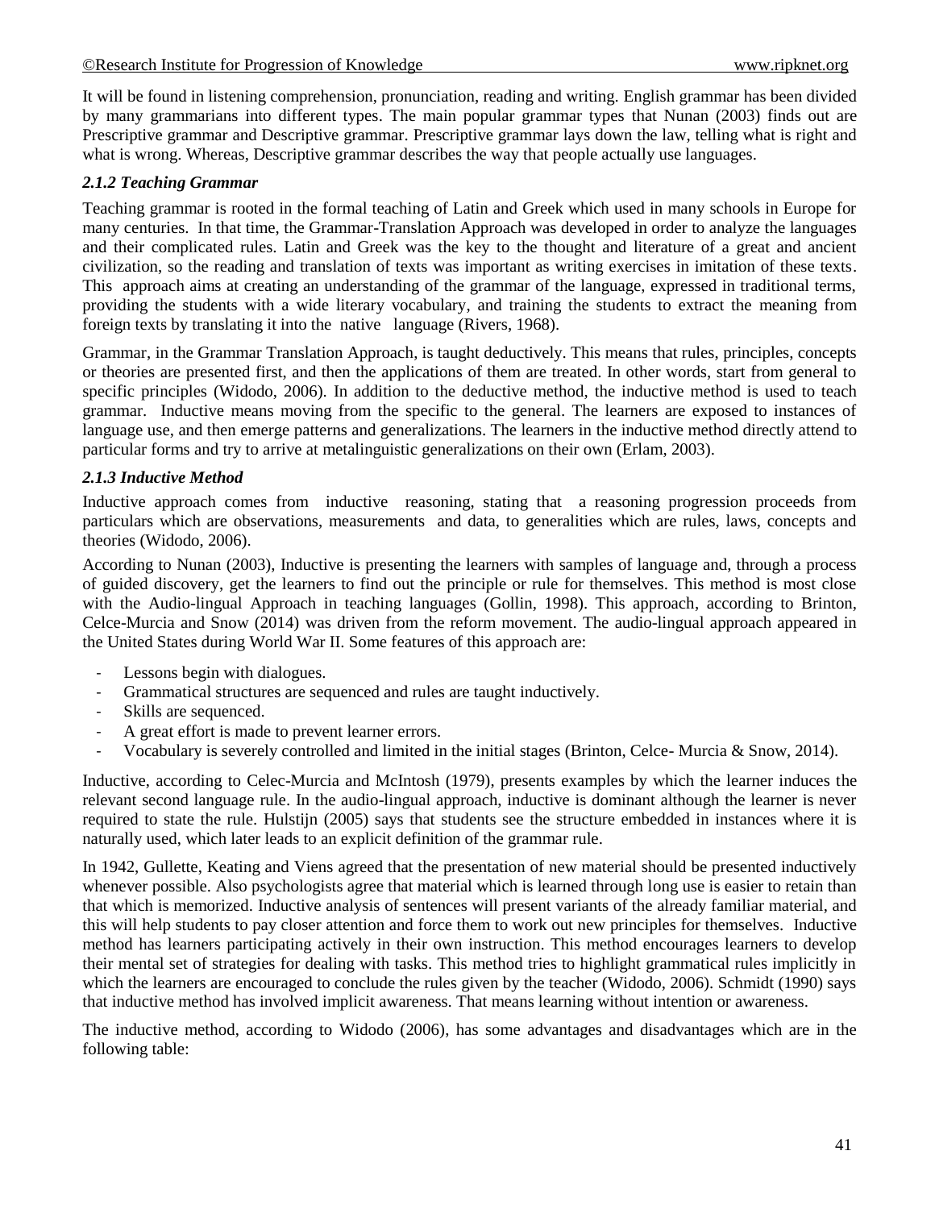It will be found in listening comprehension, pronunciation, reading and writing. English grammar has been divided by many grammarians into different types. The main popular grammar types that Nunan (2003) finds out are Prescriptive grammar and Descriptive grammar. Prescriptive grammar lays down the law, telling what is right and what is wrong. Whereas, Descriptive grammar describes the way that people actually use languages.

### *2.1.2 Teaching Grammar*

Teaching grammar is rooted in the formal teaching of Latin and Greek which used in many schools in Europe for many centuries. In that time, the Grammar-Translation Approach was developed in order to analyze the languages and their complicated rules. Latin and Greek was the key to the thought and literature of a great and ancient civilization, so the reading and translation of texts was important as writing exercises in imitation of these texts. This approach aims at creating an understanding of the grammar of the language, expressed in traditional terms, providing the students with a wide literary vocabulary, and training the students to extract the meaning from foreign texts by translating it into the native language (Rivers, 1968).

Grammar, in the Grammar Translation Approach, is taught deductively. This means that rules, principles, concepts or theories are presented first, and then the applications of them are treated. In other words, start from general to specific principles (Widodo, 2006). In addition to the deductive method, the inductive method is used to teach grammar. Inductive means moving from the specific to the general. The learners are exposed to instances of language use, and then emerge patterns and generalizations. The learners in the inductive method directly attend to particular forms and try to arrive at metalinguistic generalizations on their own (Erlam, 2003).

### *2.1.3 Inductive Method*

Inductive approach comes from inductive reasoning, stating that a reasoning progression proceeds from particulars which are observations, measurements and data, to generalities which are rules, laws, concepts and theories (Widodo, 2006).

According to Nunan (2003), Inductive is presenting the learners with samples of language and, through a process of guided discovery, get the learners to find out the principle or rule for themselves. This method is most close with the Audio-lingual Approach in teaching languages (Gollin, 1998). This approach, according to Brinton, Celce-Murcia and Snow (2014) was driven from the reform movement. The audio-lingual approach appeared in the United States during World War II. Some features of this approach are:

- Lessons begin with dialogues.
- Grammatical structures are sequenced and rules are taught inductively.
- Skills are sequenced.
- A great effort is made to prevent learner errors.
- Vocabulary is severely controlled and limited in the initial stages (Brinton, Celce- Murcia & Snow, 2014).

Inductive, according to Celec-Murcia and McIntosh (1979), presents examples by which the learner induces the relevant second language rule. In the audio-lingual approach, inductive is dominant although the learner is never required to state the rule. Hulstijn (2005) says that students see the structure embedded in instances where it is naturally used, which later leads to an explicit definition of the grammar rule.

In 1942, Gullette, Keating and Viens agreed that the presentation of new material should be presented inductively whenever possible. Also psychologists agree that material which is learned through long use is easier to retain than that which is memorized. Inductive analysis of sentences will present variants of the already familiar material, and this will help students to pay closer attention and force them to work out new principles for themselves. Inductive method has learners participating actively in their own instruction. This method encourages learners to develop their mental set of strategies for dealing with tasks. This method tries to highlight grammatical rules implicitly in which the learners are encouraged to conclude the rules given by the teacher (Widodo, 2006). Schmidt (1990) says that inductive method has involved implicit awareness. That means learning without intention or awareness.

The inductive method, according to Widodo (2006), has some advantages and disadvantages which are in the following table: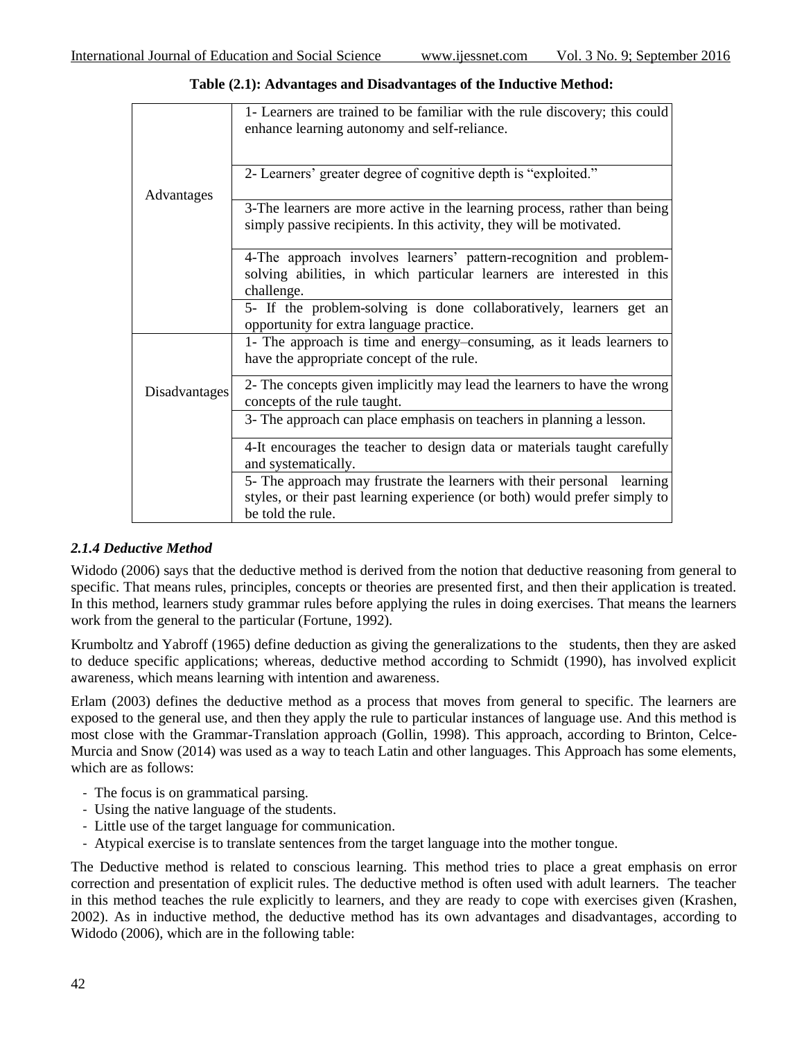**Table (2.1): Advantages and Disadvantages of the Inductive Method:**

| | |
|---|---|
| Advantages | 1- Learners are trained to be familiar with the rule discovery; this could enhance learning autonomy and self-reliance. |
| | 2- Learners' greater degree of cognitive depth is "exploited." |
| | 3-The learners are more active in the learning process, rather than being simply passive recipients. In this activity, they will be motivated. |
| | 4-The approach involves learners' pattern-recognition and problem-solving abilities, in which particular learners are interested in this challenge. |
| | 5- If the problem-solving is done collaboratively, learners get an opportunity for extra language practice. |
| Disadvantages | 1- The approach is time and energy–consuming, as it leads learners to have the appropriate concept of the rule. |
| | 2- The concepts given implicitly may lead the learners to have the wrong concepts of the rule taught. |
| | 3- The approach can place emphasis on teachers in planning a lesson. |
| | 4-It encourages the teacher to design data or materials taught carefully and systematically. |
| | 5- The approach may frustrate the learners with their personal learning styles, or their past learning experience (or both) would prefer simply to be told the rule. |

### *2.1.4 Deductive Method*

Widodo (2006) says that the deductive method is derived from the notion that deductive reasoning from general to specific. That means rules, principles, concepts or theories are presented first, and then their application is treated. In this method, learners study grammar rules before applying the rules in doing exercises. That means the learners work from the general to the particular (Fortune, 1992).

Krumboltz and Yabroff (1965) define deduction as giving the generalizations to the students, then they are asked to deduce specific applications; whereas, deductive method according to Schmidt (1990), has involved explicit awareness, which means learning with intention and awareness.

Erlam (2003) defines the deductive method as a process that moves from general to specific. The learners are exposed to the general use, and then they apply the rule to particular instances of language use. And this method is most close with the Grammar-Translation approach (Gollin, 1998). This approach, according to Brinton, Celce-Murcia and Snow (2014) was used as a way to teach Latin and other languages. This Approach has some elements, which are as follows:

- The focus is on grammatical parsing.
- Using the native language of the students.
- Little use of the target language for communication.
- Atypical exercise is to translate sentences from the target language into the mother tongue.

The Deductive method is related to conscious learning. This method tries to place a great emphasis on error correction and presentation of explicit rules. The deductive method is often used with adult learners. The teacher in this method teaches the rule explicitly to learners, and they are ready to cope with exercises given (Krashen, 2002). As in inductive method, the deductive method has its own advantages and disadvantages, according to Widodo (2006), which are in the following table: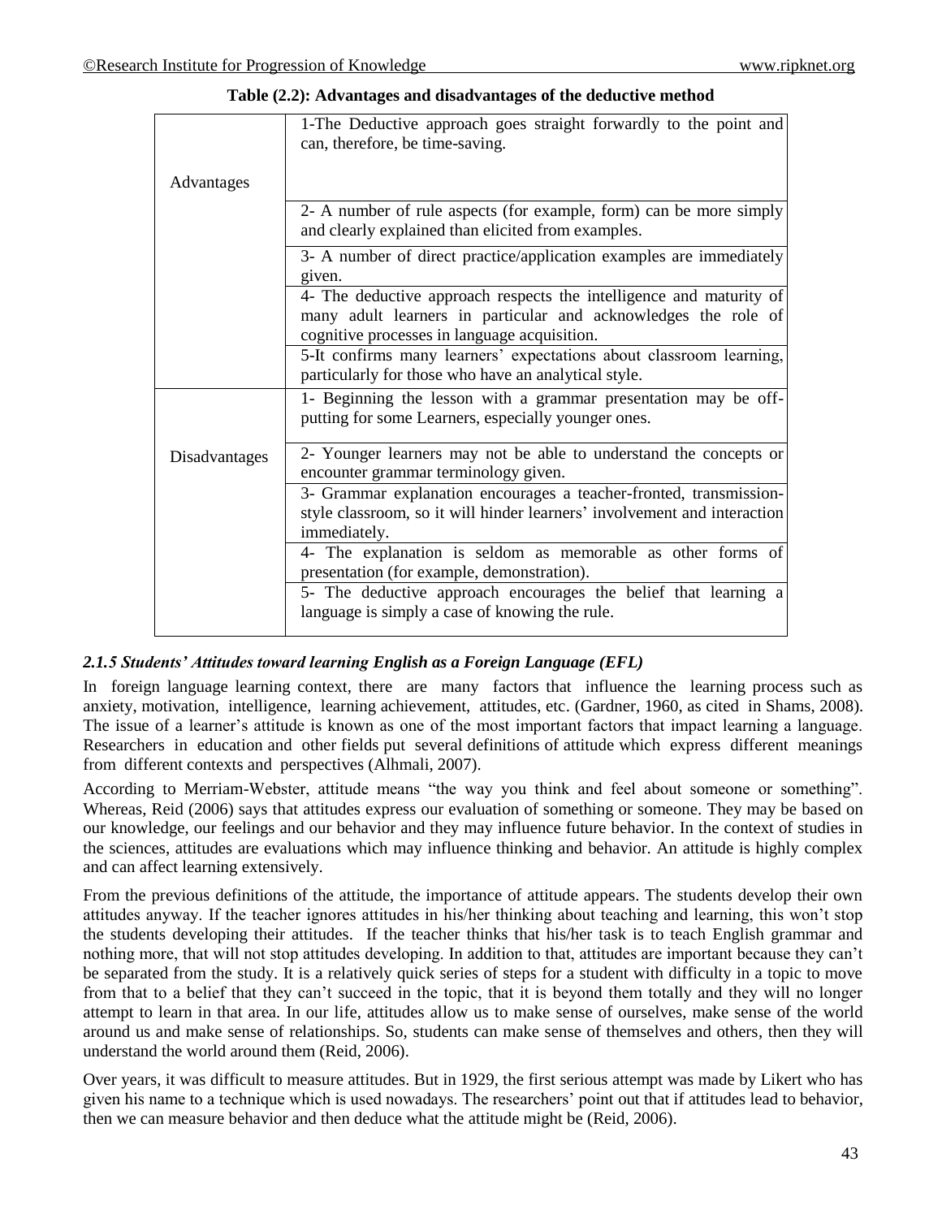**Table (2.2): Advantages and disadvantages of the deductive method**

| | |
|---|---|
| Advantages | 1-The Deductive approach goes straight forwardly to the point and can, therefore, be time-saving. |
| | 2- A number of rule aspects (for example, form) can be more simply and clearly explained than elicited from examples. |
| | 3- A number of direct practice/application examples are immediately given. |
| | 4- The deductive approach respects the intelligence and maturity of many adult learners in particular and acknowledges the role of cognitive processes in language acquisition. |
| | 5-It confirms many learners' expectations about classroom learning, particularly for those who have an analytical style. |
| Disadvantages | 1- Beginning the lesson with a grammar presentation may be off-putting for some Learners, especially younger ones. |
| | 2- Younger learners may not be able to understand the concepts or encounter grammar terminology given. |
| | 3- Grammar explanation encourages a teacher-fronted, transmission-style classroom, so it will hinder learners' involvement and interaction immediately. |
| | 4- The explanation is seldom as memorable as other forms of presentation (for example, demonstration). |
| | 5- The deductive approach encourages the belief that learning a language is simply a case of knowing the rule. |

### *2.1.5 Students' Attitudes toward learning English as a Foreign Language (EFL)*

In foreign language learning context, there are many factors that influence the learning process such as anxiety, motivation, intelligence, learning achievement, attitudes, etc. (Gardner, 1960, as cited in Shams, 2008). The issue of a learner's attitude is known as one of the most important factors that impact learning a language. Researchers in education and other fields put several definitions of attitude which express different meanings from different contexts and perspectives (Alhmali, 2007).

According to Merriam-Webster, attitude means "the way you think and feel about someone or something". Whereas, Reid (2006) says that attitudes express our evaluation of something or someone. They may be based on our knowledge, our feelings and our behavior and they may influence future behavior. In the context of studies in the sciences, attitudes are evaluations which may influence thinking and behavior. An attitude is highly complex and can affect learning extensively.

From the previous definitions of the attitude, the importance of attitude appears. The students develop their own attitudes anyway. If the teacher ignores attitudes in his/her thinking about teaching and learning, this won't stop the students developing their attitudes. If the teacher thinks that his/her task is to teach English grammar and nothing more, that will not stop attitudes developing. In addition to that, attitudes are important because they can't be separated from the study. It is a relatively quick series of steps for a student with difficulty in a topic to move from that to a belief that they can't succeed in the topic, that it is beyond them totally and they will no longer attempt to learn in that area. In our life, attitudes allow us to make sense of ourselves, make sense of the world around us and make sense of relationships. So, students can make sense of themselves and others, then they will understand the world around them (Reid, 2006).

Over years, it was difficult to measure attitudes. But in 1929, the first serious attempt was made by Likert who has given his name to a technique which is used nowadays. The researchers' point out that if attitudes lead to behavior, then we can measure behavior and then deduce what the attitude might be (Reid, 2006).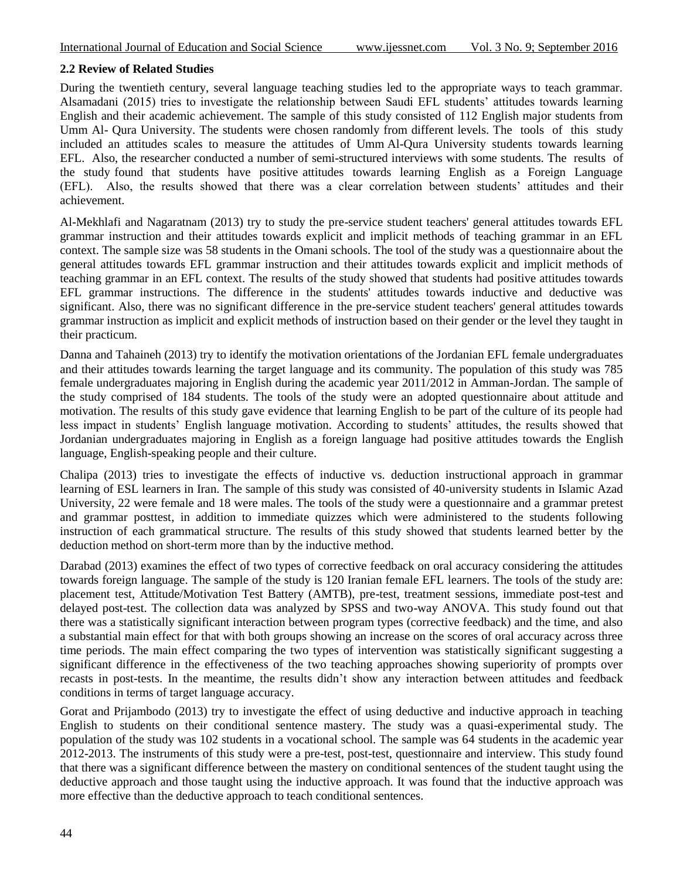### 2.2 Review of Related Studies

During the twentieth century, several language teaching studies led to the appropriate ways to teach grammar. Alsamadani (2015) tries to investigate the relationship between Saudi EFL students' attitudes towards learning English and their academic achievement. The sample of this study consisted of 112 English major students from Umm Al- Qura University. The students were chosen randomly from different levels. The tools of this study included an attitudes scales to measure the attitudes of Umm Al-Qura University students towards learning EFL. Also, the researcher conducted a number of semi-structured interviews with some students. The results of the study found that students have positive attitudes towards learning English as a Foreign Language (EFL). Also, the results showed that there was a clear correlation between students' attitudes and their achievement.

Al-Mekhlafi and Nagaratnam (2013) try to study the pre-service student teachers' general attitudes towards EFL grammar instruction and their attitudes towards explicit and implicit methods of teaching grammar in an EFL context. The sample size was 58 students in the Omani schools. The tool of the study was a questionnaire about the general attitudes towards EFL grammar instruction and their attitudes towards explicit and implicit methods of teaching grammar in an EFL context. The results of the study showed that students had positive attitudes towards EFL grammar instructions. The difference in the students' attitudes towards inductive and deductive was significant. Also, there was no significant difference in the pre-service student teachers' general attitudes towards grammar instruction as implicit and explicit methods of instruction based on their gender or the level they taught in their practicum.

Danna and Tahaineh (2013) try to identify the motivation orientations of the Jordanian EFL female undergraduates and their attitudes towards learning the target language and its community. The population of this study was 785 female undergraduates majoring in English during the academic year 2011/2012 in Amman-Jordan. The sample of the study comprised of 184 students. The tools of the study were an adopted questionnaire about attitude and motivation. The results of this study gave evidence that learning English to be part of the culture of its people had less impact in students' English language motivation. According to students' attitudes, the results showed that Jordanian undergraduates majoring in English as a foreign language had positive attitudes towards the English language, English-speaking people and their culture.

Chalipa (2013) tries to investigate the effects of inductive vs. deduction instructional approach in grammar learning of ESL learners in Iran. The sample of this study was consisted of 40-university students in Islamic Azad University, 22 were female and 18 were males. The tools of the study were a questionnaire and a grammar pretest and grammar posttest, in addition to immediate quizzes which were administered to the students following instruction of each grammatical structure. The results of this study showed that students learned better by the deduction method on short-term more than by the inductive method.

Darabad (2013) examines the effect of two types of corrective feedback on oral accuracy considering the attitudes towards foreign language. The sample of the study is 120 Iranian female EFL learners. The tools of the study are: placement test, Attitude/Motivation Test Battery (AMTB), pre-test, treatment sessions, immediate post-test and delayed post-test. The collection data was analyzed by SPSS and two-way ANOVA. This study found out that there was a statistically significant interaction between program types (corrective feedback) and the time, and also a substantial main effect for that with both groups showing an increase on the scores of oral accuracy across three time periods. The main effect comparing the two types of intervention was statistically significant suggesting a significant difference in the effectiveness of the two teaching approaches showing superiority of prompts over recasts in post-tests. In the meantime, the results didn't show any interaction between attitudes and feedback conditions in terms of target language accuracy.

Gorat and Prijambodo (2013) try to investigate the effect of using deductive and inductive approach in teaching English to students on their conditional sentence mastery. The study was a quasi-experimental study. The population of the study was 102 students in a vocational school. The sample was 64 students in the academic year 2012-2013. The instruments of this study were a pre-test, post-test, questionnaire and interview. This study found that there was a significant difference between the mastery on conditional sentences of the student taught using the deductive approach and those taught using the inductive approach. It was found that the inductive approach was more effective than the deductive approach to teach conditional sentences.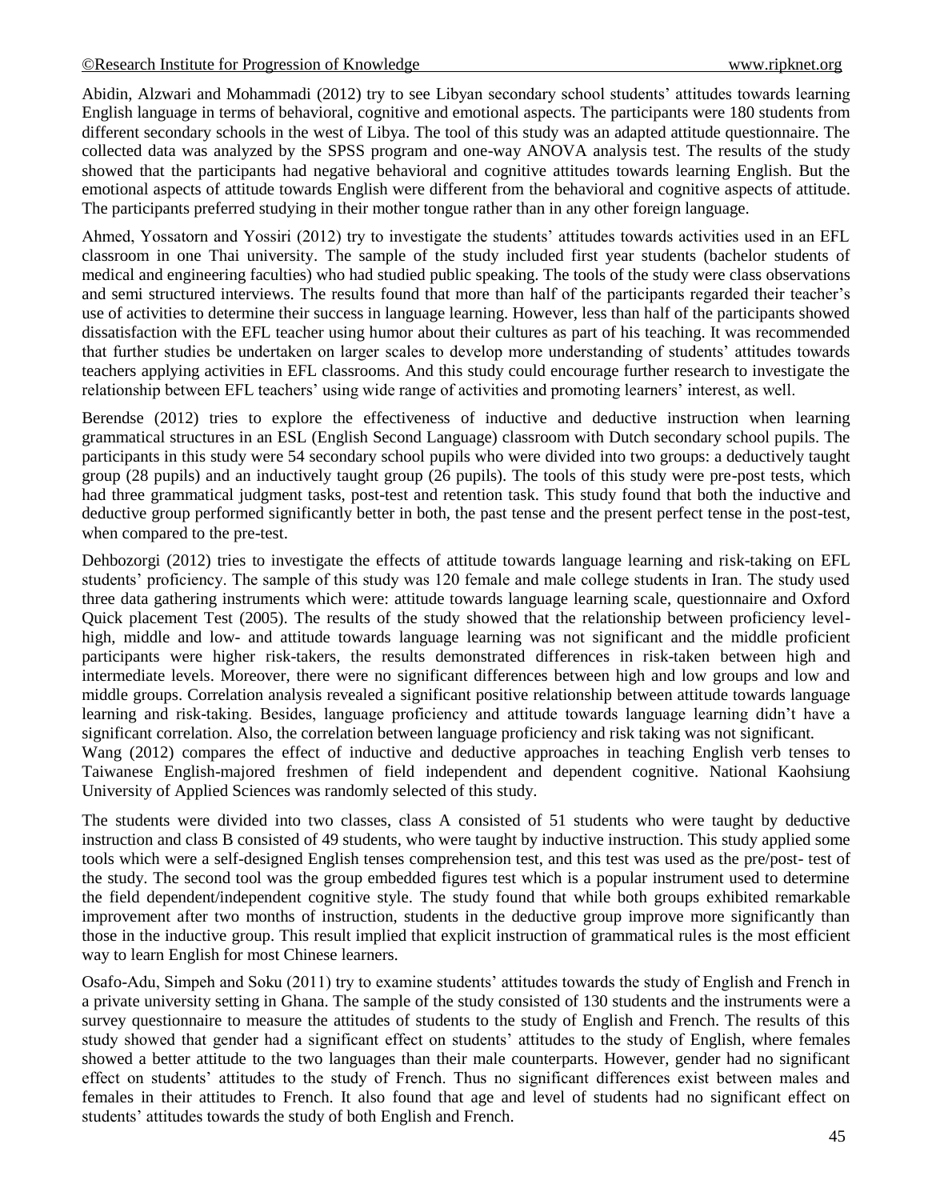Abidin, Alzwari and Mohammadi (2012) try to see Libyan secondary school students' attitudes towards learning English language in terms of behavioral, cognitive and emotional aspects. The participants were 180 students from different secondary schools in the west of Libya. The tool of this study was an adapted attitude questionnaire. The collected data was analyzed by the SPSS program and one-way ANOVA analysis test. The results of the study showed that the participants had negative behavioral and cognitive attitudes towards learning English. But the emotional aspects of attitude towards English were different from the behavioral and cognitive aspects of attitude. The participants preferred studying in their mother tongue rather than in any other foreign language.

Ahmed, Yossatorn and Yossiri (2012) try to investigate the students' attitudes towards activities used in an EFL classroom in one Thai university. The sample of the study included first year students (bachelor students of medical and engineering faculties) who had studied public speaking. The tools of the study were class observations and semi structured interviews. The results found that more than half of the participants regarded their teacher's use of activities to determine their success in language learning. However, less than half of the participants showed dissatisfaction with the EFL teacher using humor about their cultures as part of his teaching. It was recommended that further studies be undertaken on larger scales to develop more understanding of students' attitudes towards teachers applying activities in EFL classrooms. And this study could encourage further research to investigate the relationship between EFL teachers' using wide range of activities and promoting learners' interest, as well.

Berendse (2012) tries to explore the effectiveness of inductive and deductive instruction when learning grammatical structures in an ESL (English Second Language) classroom with Dutch secondary school pupils. The participants in this study were 54 secondary school pupils who were divided into two groups: a deductively taught group (28 pupils) and an inductively taught group (26 pupils). The tools of this study were pre-post tests, which had three grammatical judgment tasks, post-test and retention task. This study found that both the inductive and deductive group performed significantly better in both, the past tense and the present perfect tense in the post-test, when compared to the pre-test.

Dehbozorgi (2012) tries to investigate the effects of attitude towards language learning and risk-taking on EFL students' proficiency. The sample of this study was 120 female and male college students in Iran. The study used three data gathering instruments which were: attitude towards language learning scale, questionnaire and Oxford Quick placement Test (2005). The results of the study showed that the relationship between proficiency level- high, middle and low- and attitude towards language learning was not significant and the middle proficient participants were higher risk-takers, the results demonstrated differences in risk-taken between high and intermediate levels. Moreover, there were no significant differences between high and low groups and low and middle groups. Correlation analysis revealed a significant positive relationship between attitude towards language learning and risk-taking. Besides, language proficiency and attitude towards language learning didn't have a significant correlation. Also, the correlation between language proficiency and risk taking was not significant.

Wang (2012) compares the effect of inductive and deductive approaches in teaching English verb tenses to Taiwanese English-majored freshmen of field independent and dependent cognitive. National Kaohsiung University of Applied Sciences was randomly selected of this study.

The students were divided into two classes, class A consisted of 51 students who were taught by deductive instruction and class B consisted of 49 students, who were taught by inductive instruction. This study applied some tools which were a self-designed English tenses comprehension test, and this test was used as the pre/post- test of the study. The second tool was the group embedded figures test which is a popular instrument used to determine the field dependent/independent cognitive style. The study found that while both groups exhibited remarkable improvement after two months of instruction, students in the deductive group improve more significantly than those in the inductive group. This result implied that explicit instruction of grammatical rules is the most efficient way to learn English for most Chinese learners.

Osafo-Adu, Simpeh and Soku (2011) try to examine students' attitudes towards the study of English and French in a private university setting in Ghana. The sample of the study consisted of 130 students and the instruments were a survey questionnaire to measure the attitudes of students to the study of English and French. The results of this study showed that gender had a significant effect on students' attitudes to the study of English, where females showed a better attitude to the two languages than their male counterparts. However, gender had no significant effect on students' attitudes to the study of French. Thus no significant differences exist between males and females in their attitudes to French. It also found that age and level of students had no significant effect on students' attitudes towards the study of both English and French.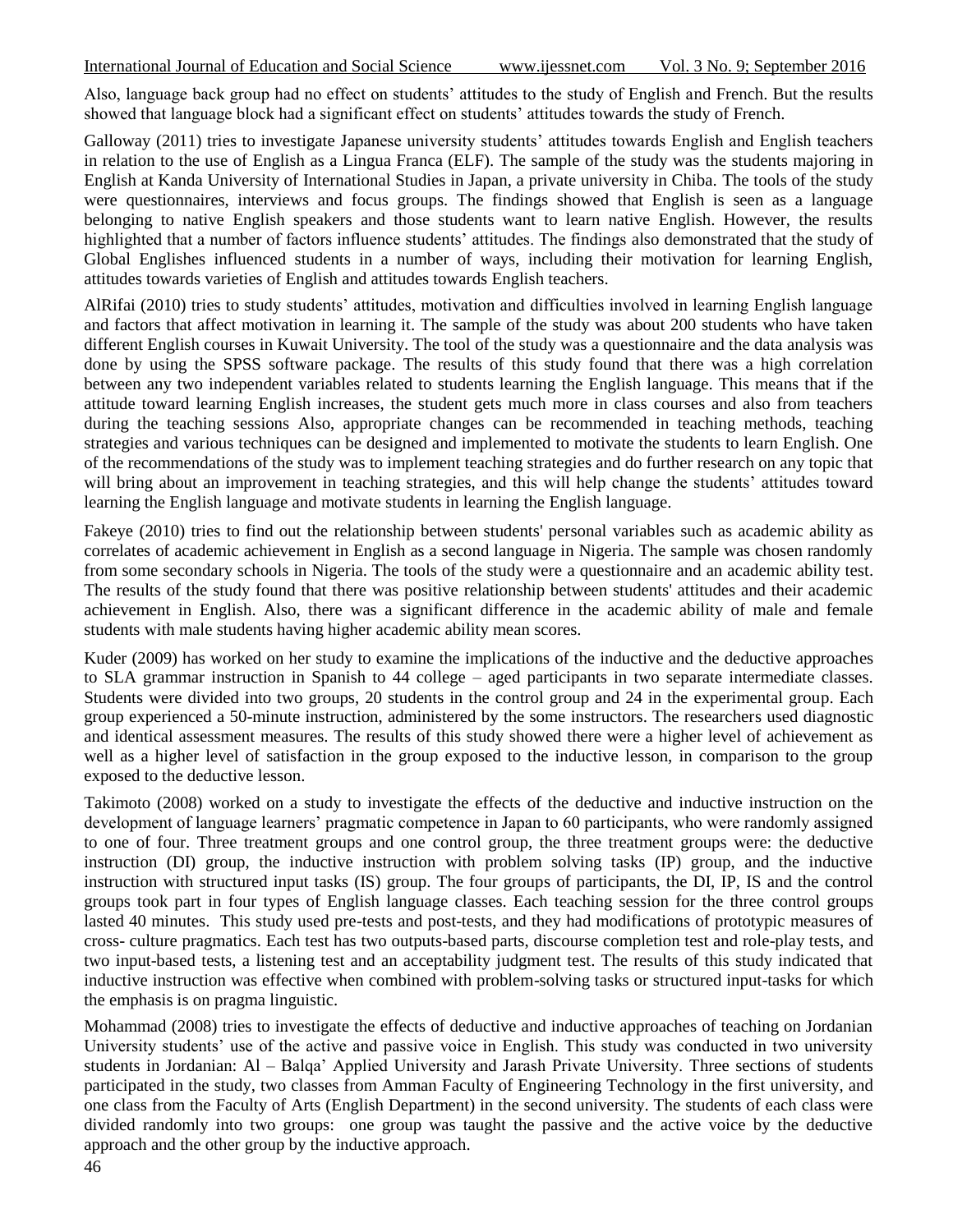Also, language back group had no effect on students' attitudes to the study of English and French. But the results showed that language block had a significant effect on students' attitudes towards the study of French.

Galloway (2011) tries to investigate Japanese university students' attitudes towards English and English teachers in relation to the use of English as a Lingua Franca (ELF). The sample of the study was the students majoring in English at Kanda University of International Studies in Japan, a private university in Chiba. The tools of the study were questionnaires, interviews and focus groups. The findings showed that English is seen as a language belonging to native English speakers and those students want to learn native English. However, the results highlighted that a number of factors influence students' attitudes. The findings also demonstrated that the study of Global Englishes influenced students in a number of ways, including their motivation for learning English, attitudes towards varieties of English and attitudes towards English teachers.

AlRifai (2010) tries to study students' attitudes, motivation and difficulties involved in learning English language and factors that affect motivation in learning it. The sample of the study was about 200 students who have taken different English courses in Kuwait University. The tool of the study was a questionnaire and the data analysis was done by using the SPSS software package. The results of this study found that there was a high correlation between any two independent variables related to students learning the English language. This means that if the attitude toward learning English increases, the student gets much more in class courses and also from teachers during the teaching sessions Also, appropriate changes can be recommended in teaching methods, teaching strategies and various techniques can be designed and implemented to motivate the students to learn English. One of the recommendations of the study was to implement teaching strategies and do further research on any topic that will bring about an improvement in teaching strategies, and this will help change the students' attitudes toward learning the English language and motivate students in learning the English language.

Fakeye (2010) tries to find out the relationship between students' personal variables such as academic ability as correlates of academic achievement in English as a second language in Nigeria. The sample was chosen randomly from some secondary schools in Nigeria. The tools of the study were a questionnaire and an academic ability test. The results of the study found that there was positive relationship between students' attitudes and their academic achievement in English. Also, there was a significant difference in the academic ability of male and female students with male students having higher academic ability mean scores.

Kuder (2009) has worked on her study to examine the implications of the inductive and the deductive approaches to SLA grammar instruction in Spanish to 44 college – aged participants in two separate intermediate classes. Students were divided into two groups, 20 students in the control group and 24 in the experimental group. Each group experienced a 50-minute instruction, administered by the some instructors. The researchers used diagnostic and identical assessment measures. The results of this study showed there were a higher level of achievement as well as a higher level of satisfaction in the group exposed to the inductive lesson, in comparison to the group exposed to the deductive lesson.

Takimoto (2008) worked on a study to investigate the effects of the deductive and inductive instruction on the development of language learners' pragmatic competence in Japan to 60 participants, who were randomly assigned to one of four. Three treatment groups and one control group, the three treatment groups were: the deductive instruction (DI) group, the inductive instruction with problem solving tasks (IP) group, and the inductive instruction with structured input tasks (IS) group. The four groups of participants, the DI, IP, IS and the control groups took part in four types of English language classes. Each teaching session for the three control groups lasted 40 minutes. This study used pre-tests and post-tests, and they had modifications of prototypic measures of cross- culture pragmatics. Each test has two outputs-based parts, discourse completion test and role-play tests, and two input-based tests, a listening test and an acceptability judgment test. The results of this study indicated that inductive instruction was effective when combined with problem-solving tasks or structured input-tasks for which the emphasis is on pragma linguistic.

Mohammad (2008) tries to investigate the effects of deductive and inductive approaches of teaching on Jordanian University students' use of the active and passive voice in English. This study was conducted in two university students in Jordanian: Al – Balqa' Applied University and Jarash Private University. Three sections of students participated in the study, two classes from Amman Faculty of Engineering Technology in the first university, and one class from the Faculty of Arts (English Department) in the second university. The students of each class were divided randomly into two groups: one group was taught the passive and the active voice by the deductive approach and the other group by the inductive approach.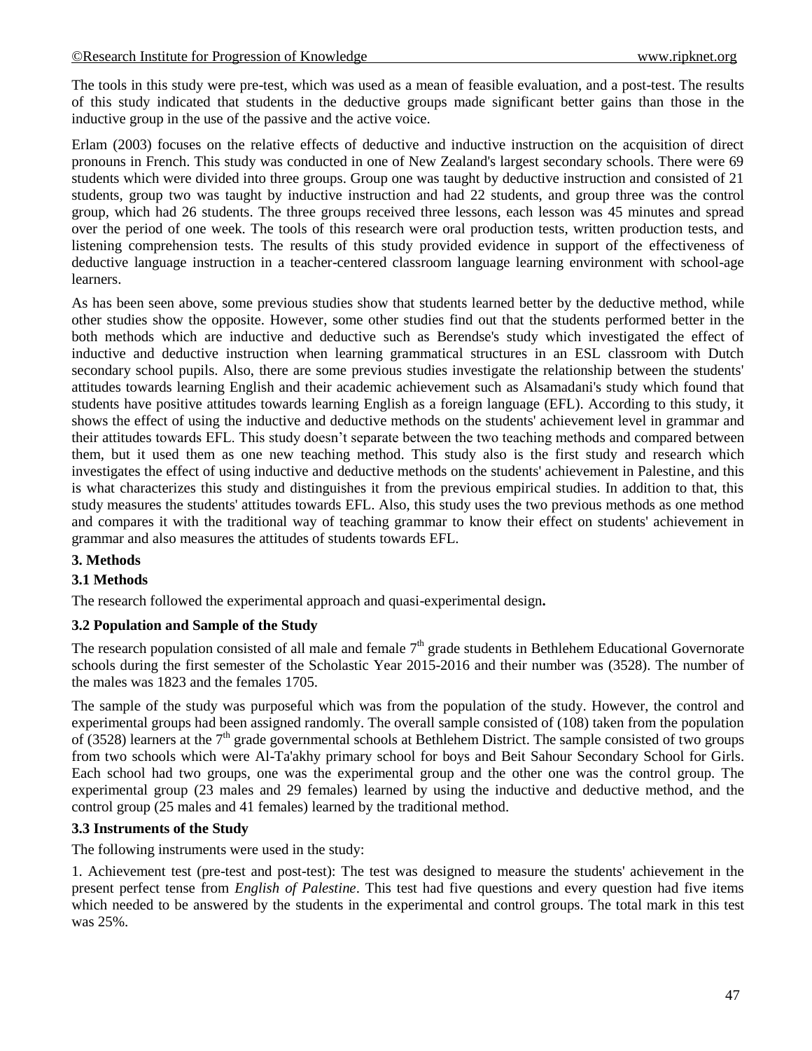The tools in this study were pre-test, which was used as a mean of feasible evaluation, and a post-test. The results of this study indicated that students in the deductive groups made significant better gains than those in the inductive group in the use of the passive and the active voice.

Erlam (2003) focuses on the relative effects of deductive and inductive instruction on the acquisition of direct pronouns in French. This study was conducted in one of New Zealand's largest secondary schools. There were 69 students which were divided into three groups. Group one was taught by deductive instruction and consisted of 21 students, group two was taught by inductive instruction and had 22 students, and group three was the control group, which had 26 students. The three groups received three lessons, each lesson was 45 minutes and spread over the period of one week. The tools of this research were oral production tests, written production tests, and listening comprehension tests. The results of this study provided evidence in support of the effectiveness of deductive language instruction in a teacher-centered classroom language learning environment with school-age learners.

As has been seen above, some previous studies show that students learned better by the deductive method, while other studies show the opposite. However, some other studies find out that the students performed better in the both methods which are inductive and deductive such as Berendse's study which investigated the effect of inductive and deductive instruction when learning grammatical structures in an ESL classroom with Dutch secondary school pupils. Also, there are some previous studies investigate the relationship between the students' attitudes towards learning English and their academic achievement such as Alsamadani's study which found that students have positive attitudes towards learning English as a foreign language (EFL). According to this study, it shows the effect of using the inductive and deductive methods on the students' achievement level in grammar and their attitudes towards EFL. This study doesn't separate between the two teaching methods and compared between them, but it used them as one new teaching method. This study also is the first study and research which investigates the effect of using inductive and deductive methods on the students' achievement in Palestine, and this is what characterizes this study and distinguishes it from the previous empirical studies. In addition to that, this study measures the students' attitudes towards EFL. Also, this study uses the two previous methods as one method and compares it with the traditional way of teaching grammar to know their effect on students' achievement in grammar and also measures the attitudes of students towards EFL.

## 3. Methods

### 3.1 Methods

The research followed the experimental approach and quasi-experimental design**.**

### 3.2 Population and Sample of the Study

The research population consisted of all male and female 7th grade students in Bethlehem Educational Governorate schools during the first semester of the Scholastic Year 2015-2016 and their number was (3528). The number of the males was 1823 and the females 1705.

The sample of the study was purposeful which was from the population of the study. However, the control and experimental groups had been assigned randomly. The overall sample consisted of (108) taken from the population of (3528) learners at the 7th grade governmental schools at Bethlehem District. The sample consisted of two groups from two schools which were Al-Ta'akhy primary school for boys and Beit Sahour Secondary School for Girls. Each school had two groups, one was the experimental group and the other one was the control group. The experimental group (23 males and 29 females) learned by using the inductive and deductive method, and the control group (25 males and 41 females) learned by the traditional method.

### 3.3 Instruments of the Study

The following instruments were used in the study:

1. Achievement test (pre-test and post-test): The test was designed to measure the students' achievement in the present perfect tense from *English of Palestine*. This test had five questions and every question had five items which needed to be answered by the students in the experimental and control groups. The total mark in this test was 25%.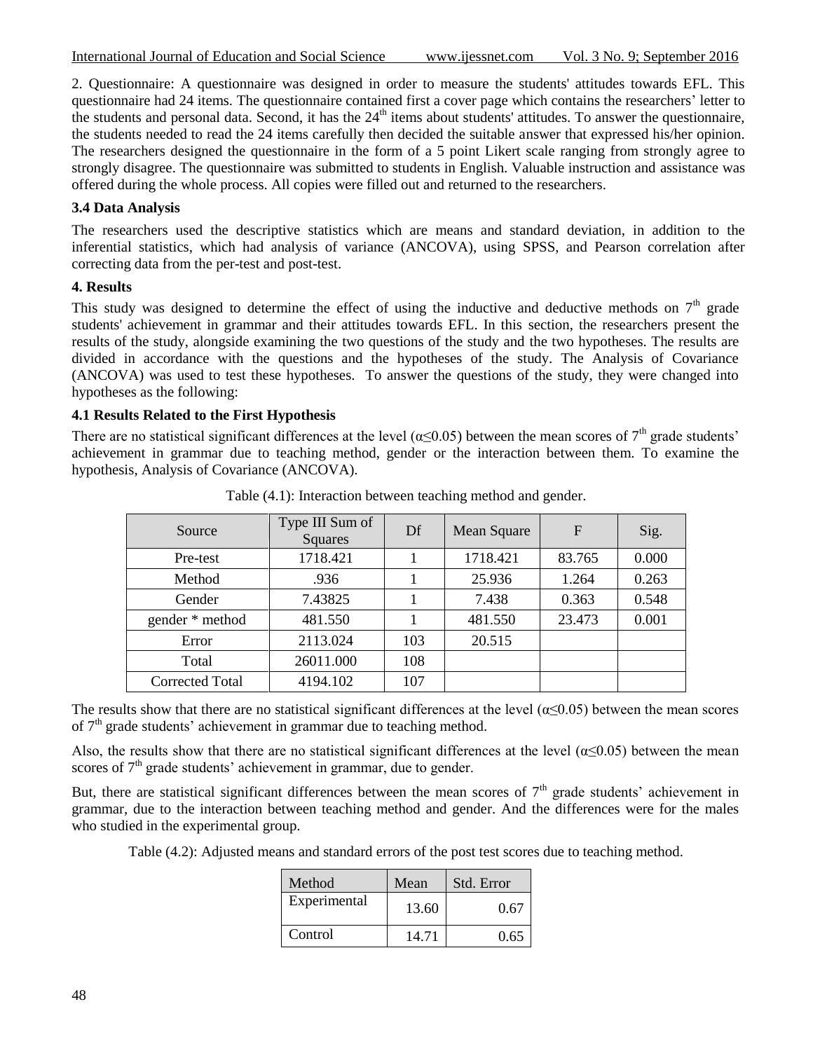2. Questionnaire: A questionnaire was designed in order to measure the students' attitudes towards EFL. This questionnaire had 24 items. The questionnaire contained first a cover page which contains the researchers' letter to the students and personal data. Second, it has the 24th items about students' attitudes. To answer the questionnaire, the students needed to read the 24 items carefully then decided the suitable answer that expressed his/her opinion. The researchers designed the questionnaire in the form of a 5 point Likert scale ranging from strongly agree to strongly disagree. The questionnaire was submitted to students in English. Valuable instruction and assistance was offered during the whole process. All copies were filled out and returned to the researchers.

### 3.4 Data Analysis

The researchers used the descriptive statistics which are means and standard deviation, in addition to the inferential statistics, which had analysis of variance (ANCOVA), using SPSS, and Pearson correlation after correcting data from the per-test and post-test.

## 4. Results

This study was designed to determine the effect of using the inductive and deductive methods on 7th grade students' achievement in grammar and their attitudes towards EFL. In this section, the researchers present the results of the study, alongside examining the two questions of the study and the two hypotheses. The results are divided in accordance with the questions and the hypotheses of the study. The Analysis of Covariance (ANCOVA) was used to test these hypotheses. To answer the questions of the study, they were changed into hypotheses as the following:

### 4.1 Results Related to the First Hypothesis

There are no statistical significant differences at the level ($\alpha \leq 0.05$) between the mean scores of 7th grade students' achievement in grammar due to teaching method, gender or the interaction between them. To examine the hypothesis, Analysis of Covariance (ANCOVA).

Table (4.1): Interaction between teaching method and gender.

| Source | Type III Sum of Squares | Df | Mean Square | F | Sig. |
|---|---|---|---|---|---|
| Pre-test | 1718.421 | 1 | 1718.421 | 83.765 | 0.000 |
| Method | .936 | 1 | 25.936 | 1.264 | 0.263 |
| Gender | 7.43825 | 1 | 7.438 | 0.363 | 0.548 |
| gender * method | 481.550 | 1 | 481.550 | 23.473 | 0.001 |
| Error | 2113.024 | 103 | 20.515 | | |
| Total | 26011.000 | 108 | | | |
| Corrected Total | 4194.102 | 107 | | | |

The results show that there are no statistical significant differences at the level ($\alpha \leq 0.05$) between the mean scores of 7th grade students' achievement in grammar due to teaching method.

Also, the results show that there are no statistical significant differences at the level ($\alpha \leq 0.05$) between the mean scores of 7th grade students' achievement in grammar, due to gender.

But, there are statistical significant differences between the mean scores of 7th grade students' achievement in grammar, due to the interaction between teaching method and gender. And the differences were for the males who studied in the experimental group.

Table (4.2): Adjusted means and standard errors of the post test scores due to teaching method.

| Method | Mean | Std. Error |
|---|---|---|
| Experimental | 13.60 | 0.67 |
| Control | 14.71 | 0.65 |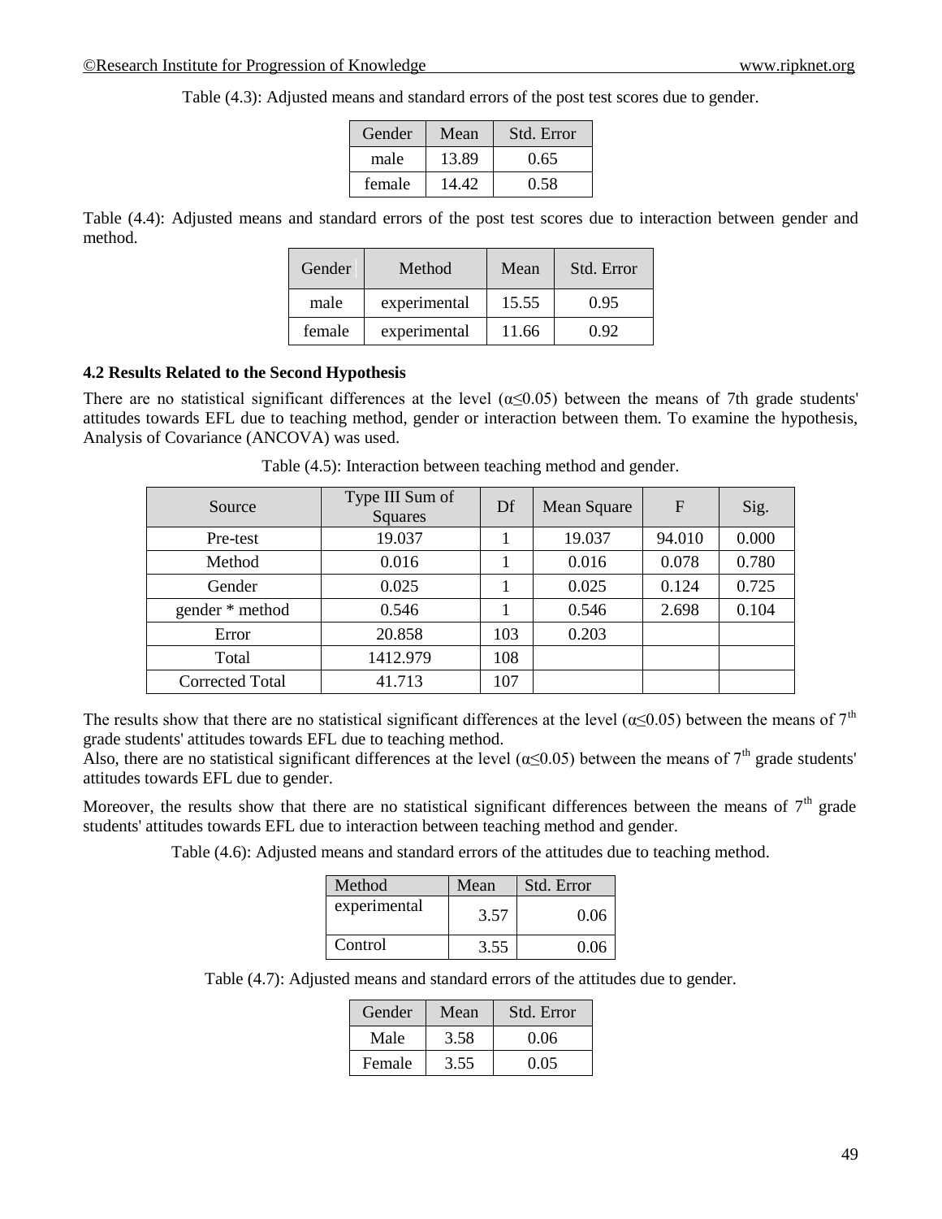Table (4.3): Adjusted means and standard errors of the post test scores due to gender.

| Gender | Mean | Std. Error |
|---|---|---|
| male | 13.89 | 0.65 |
| female | 14.42 | 0.58 |

Table (4.4): Adjusted means and standard errors of the post test scores due to interaction between gender and method.

| Gender | Method | Mean | Std. Error |
|---|---|---|---|
| male | experimental | 15.55 | 0.95 |
| female | experimental | 11.66 | 0.92 |

**4.2 Results Related to the Second Hypothesis**

There are no statistical significant differences at the level ($\alpha \leq 0.05$) between the means of 7th grade students' attitudes towards EFL due to teaching method, gender or interaction between them. To examine the hypothesis, Analysis of Covariance (ANCOVA) was used.

Table (4.5): Interaction between teaching method and gender.

| Source | Type III Sum of Squares | Df | Mean Square | F | Sig. |
|---|---|---|---|---|---|
| Pre-test | 19.037 | 1 | 19.037 | 94.010 | 0.000 |
| Method | 0.016 | 1 | 0.016 | 0.078 | 0.780 |
| Gender | 0.025 | 1 | 0.025 | 0.124 | 0.725 |
| gender * method | 0.546 | 1 | 0.546 | 2.698 | 0.104 |
| Error | 20.858 | 103 | 0.203 | | |
| Total | 1412.979 | 108 | | | |
| Corrected Total | 41.713 | 107 | | | |

The results show that there are no statistical significant differences at the level ($\alpha \leq 0.05$) between the means of 7th grade students' attitudes towards EFL due to teaching method.
Also, there are no statistical significant differences at the level ($\alpha \leq 0.05$) between the means of 7th grade students' attitudes towards EFL due to gender.

Moreover, the results show that there are no statistical significant differences between the means of 7th grade students' attitudes towards EFL due to interaction between teaching method and gender.

Table (4.6): Adjusted means and standard errors of the attitudes due to teaching method.

| Method | Mean | Std. Error |
|---|---|---|
| experimental | 3.57 | 0.06 |
| Control | 3.55 | 0.06 |

Table (4.7): Adjusted means and standard errors of the attitudes due to gender.

| Gender | Mean | Std. Error |
|---|---|---|
| Male | 3.58 | 0.06 |
| Female | 3.55 | 0.05 |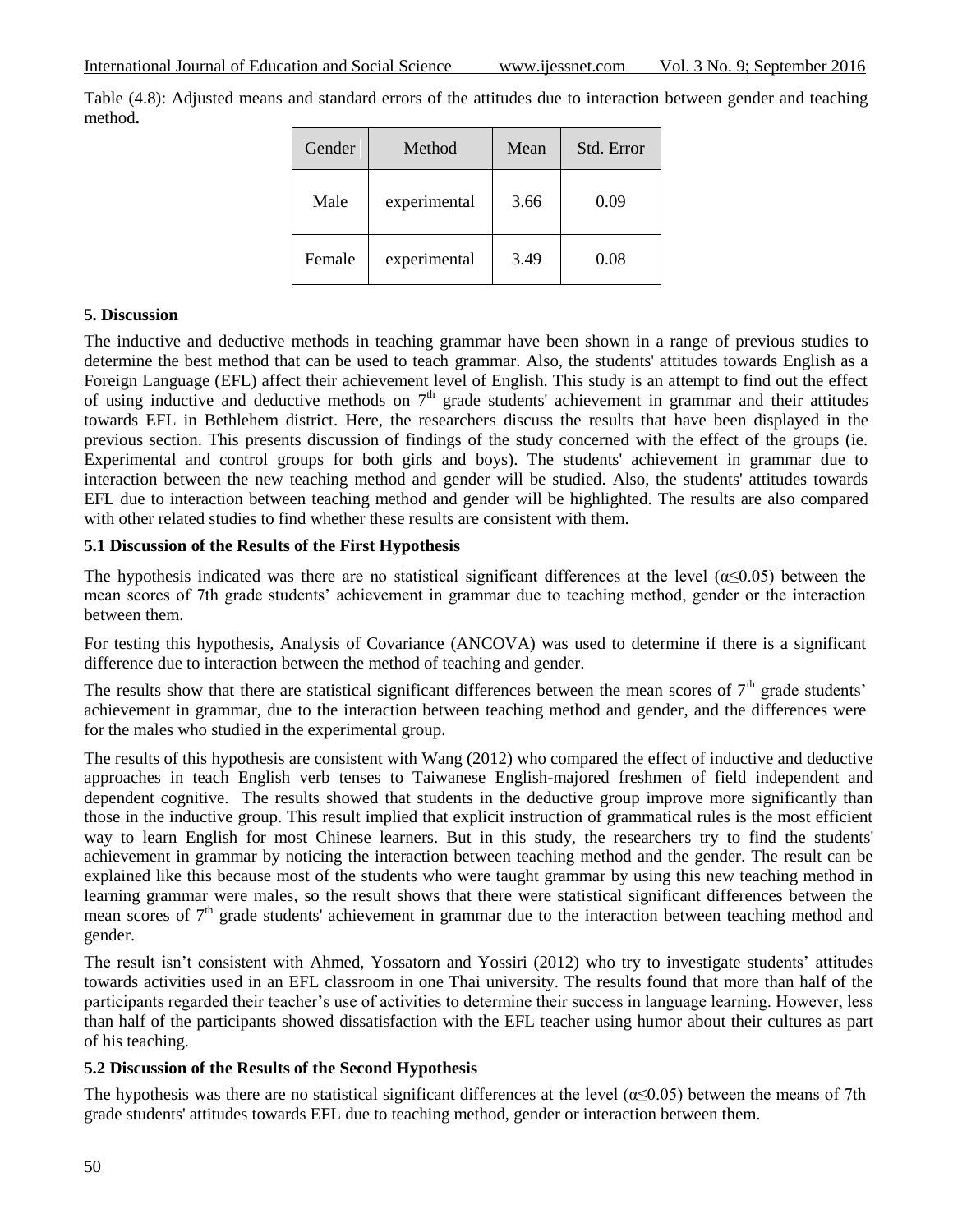Table (4.8): Adjusted means and standard errors of the attitudes due to interaction between gender and teaching method**.**

| Gender | Method | Mean | Std. Error |
|---|---|---|---|
| Male | experimental | 3.66 | 0.09 |
| Female | experimental | 3.49 | 0.08 |

### 5. Discussion

The inductive and deductive methods in teaching grammar have been shown in a range of previous studies to determine the best method that can be used to teach grammar. Also, the students' attitudes towards English as a Foreign Language (EFL) affect their achievement level of English. This study is an attempt to find out the effect of using inductive and deductive methods on 7th grade students' achievement in grammar and their attitudes towards EFL in Bethlehem district. Here, the researchers discuss the results that have been displayed in the previous section. This presents discussion of findings of the study concerned with the effect of the groups (ie. Experimental and control groups for both girls and boys). The students' achievement in grammar due to interaction between the new teaching method and gender will be studied. Also, the students' attitudes towards EFL due to interaction between teaching method and gender will be highlighted. The results are also compared with other related studies to find whether these results are consistent with them.

#### 5.1 Discussion of the Results of the First Hypothesis

The hypothesis indicated was there are no statistical significant differences at the level ($\alpha \leq 0.05$) between the mean scores of 7th grade students' achievement in grammar due to teaching method, gender or the interaction between them.

For testing this hypothesis, Analysis of Covariance (ANCOVA) was used to determine if there is a significant difference due to interaction between the method of teaching and gender.

The results show that there are statistical significant differences between the mean scores of 7th grade students' achievement in grammar, due to the interaction between teaching method and gender, and the differences were for the males who studied in the experimental group.

The results of this hypothesis are consistent with Wang (2012) who compared the effect of inductive and deductive approaches in teach English verb tenses to Taiwanese English-majored freshmen of field independent and dependent cognitive. The results showed that students in the deductive group improve more significantly than those in the inductive group. This result implied that explicit instruction of grammatical rules is the most efficient way to learn English for most Chinese learners. But in this study, the researchers try to find the students' achievement in grammar by noticing the interaction between teaching method and the gender. The result can be explained like this because most of the students who were taught grammar by using this new teaching method in learning grammar were males, so the result shows that there were statistical significant differences between the mean scores of 7th grade students' achievement in grammar due to the interaction between teaching method and gender.

The result isn't consistent with Ahmed, Yossatorn and Yossiri (2012) who try to investigate students' attitudes towards activities used in an EFL classroom in one Thai university. The results found that more than half of the participants regarded their teacher's use of activities to determine their success in language learning. However, less than half of the participants showed dissatisfaction with the EFL teacher using humor about their cultures as part of his teaching.

#### 5.2 Discussion of the Results of the Second Hypothesis

The hypothesis was there are no statistical significant differences at the level ($\alpha \leq 0.05$) between the means of 7th grade students' attitudes towards EFL due to teaching method, gender or interaction between them.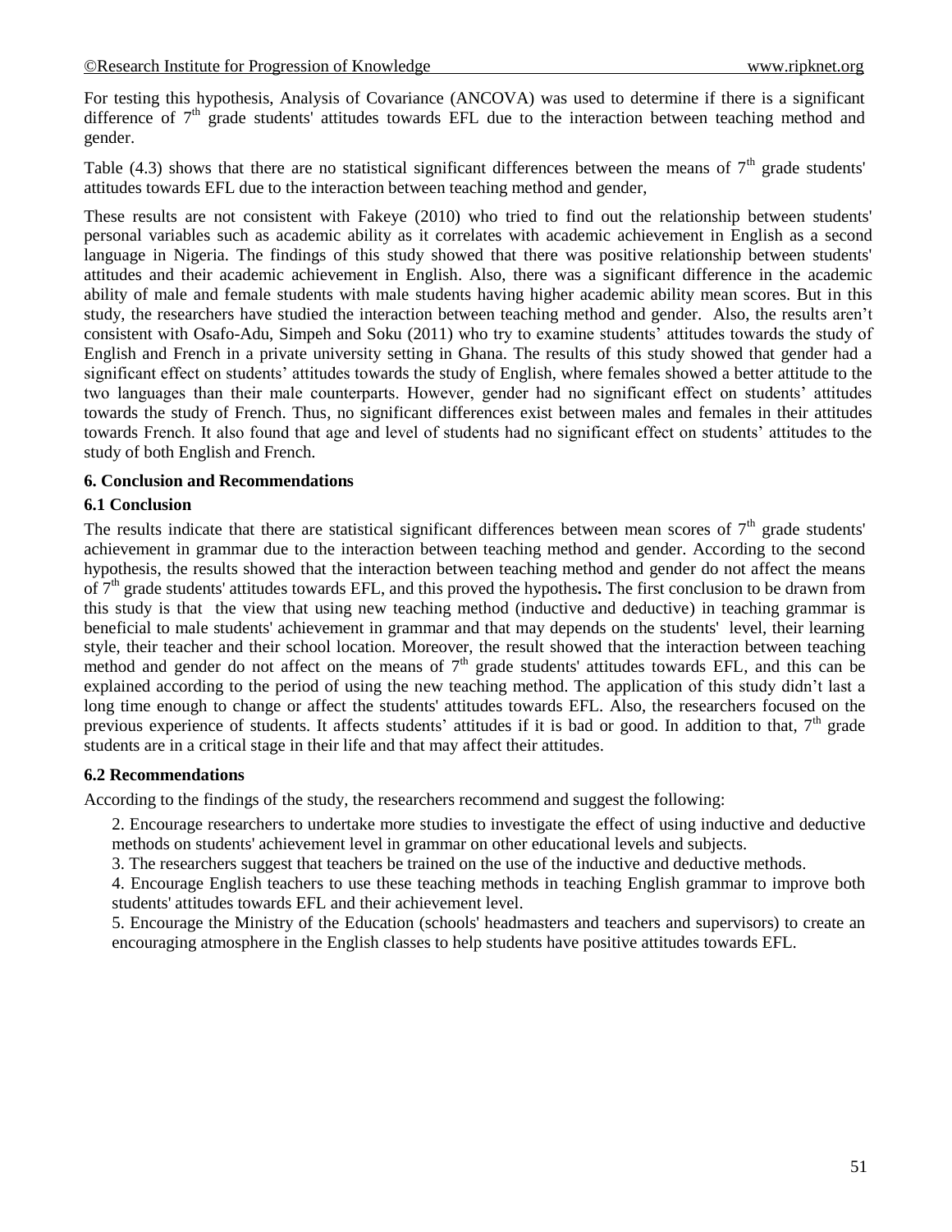For testing this hypothesis, Analysis of Covariance (ANCOVA) was used to determine if there is a significant difference of 7th grade students' attitudes towards EFL due to the interaction between teaching method and gender.

Table (4.3) shows that there are no statistical significant differences between the means of 7th grade students' attitudes towards EFL due to the interaction between teaching method and gender,

These results are not consistent with Fakeye (2010) who tried to find out the relationship between students' personal variables such as academic ability as it correlates with academic achievement in English as a second language in Nigeria. The findings of this study showed that there was positive relationship between students' attitudes and their academic achievement in English. Also, there was a significant difference in the academic ability of male and female students with male students having higher academic ability mean scores. But in this study, the researchers have studied the interaction between teaching method and gender. Also, the results aren't consistent with Osafo-Adu, Simpeh and Soku (2011) who try to examine students' attitudes towards the study of English and French in a private university setting in Ghana. The results of this study showed that gender had a significant effect on students' attitudes towards the study of English, where females showed a better attitude to the two languages than their male counterparts. However, gender had no significant effect on students' attitudes towards the study of French. Thus, no significant differences exist between males and females in their attitudes towards French. It also found that age and level of students had no significant effect on students' attitudes to the study of both English and French.

## 6. Conclusion and Recommendations

### 6.1 Conclusion

The results indicate that there are statistical significant differences between mean scores of 7th grade students' achievement in grammar due to the interaction between teaching method and gender. According to the second hypothesis, the results showed that the interaction between teaching method and gender do not affect the means of 7th grade students' attitudes towards EFL, and this proved the hypothesis**.** The first conclusion to be drawn from this study is that the view that using new teaching method (inductive and deductive) in teaching grammar is beneficial to male students' achievement in grammar and that may depends on the students' level, their learning style, their teacher and their school location. Moreover, the result showed that the interaction between teaching method and gender do not affect on the means of 7th grade students' attitudes towards EFL, and this can be explained according to the period of using the new teaching method. The application of this study didn't last a long time enough to change or affect the students' attitudes towards EFL. Also, the researchers focused on the previous experience of students. It affects students' attitudes if it is bad or good. In addition to that, 7th grade students are in a critical stage in their life and that may affect their attitudes.

### 6.2 Recommendations

According to the findings of the study, the researchers recommend and suggest the following:

2. Encourage researchers to undertake more studies to investigate the effect of using inductive and deductive methods on students' achievement level in grammar on other educational levels and subjects.
3. The researchers suggest that teachers be trained on the use of the inductive and deductive methods.
4. Encourage English teachers to use these teaching methods in teaching English grammar to improve both students' attitudes towards EFL and their achievement level.
5. Encourage the Ministry of the Education (schools' headmasters and teachers and supervisors) to create an encouraging atmosphere in the English classes to help students have positive attitudes towards EFL.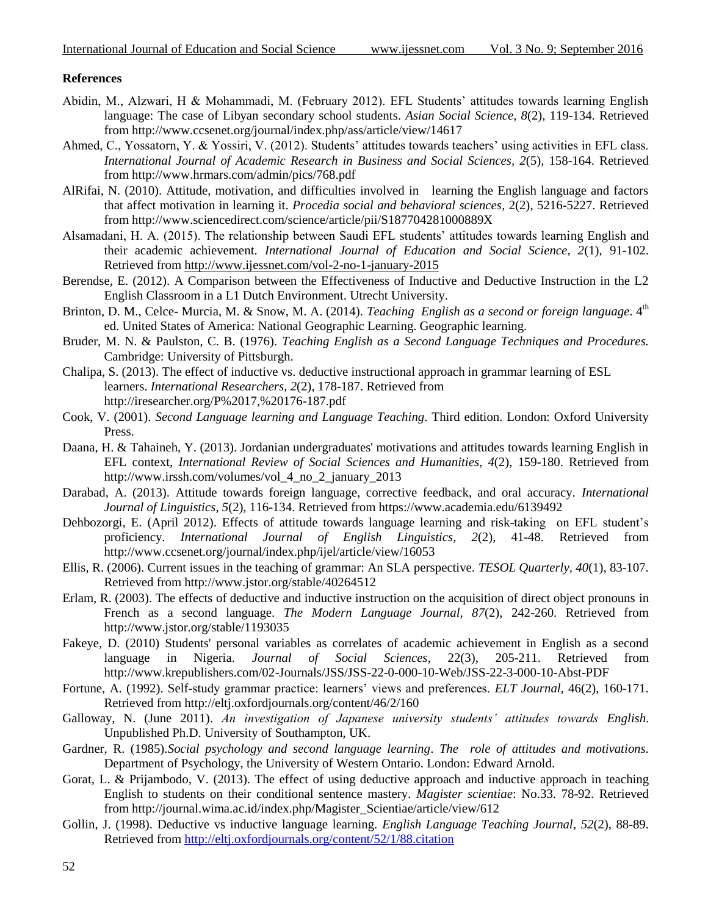**References**

Abidin, M., Alzwari, H & Mohammadi, M. (February 2012). EFL Students' attitudes towards learning English language: The case of Libyan secondary school students. *Asian Social Science, 8*(2), 119-134. Retrieved from http://www.ccsenet.org/journal/index.php/ass/article/view/14617

Ahmed, C., Yossatorn, Y. & Yossiri, V. (2012). Students' attitudes towards teachers' using activities in EFL class. *International Journal of Academic Research in Business and Social Sciences, 2*(5), 158-164. Retrieved from http://www.hrmars.com/admin/pics/768.pdf

AlRifai, N. (2010). Attitude, motivation, and difficulties involved in learning the English language and factors that affect motivation in learning it. *Procedia social and behavioral sciences*, 2(2), 5216-5227. Retrieved from http://www.sciencedirect.com/science/article/pii/S187704281000889X

Alsamadani, H. A. (2015). The relationship between Saudi EFL students' attitudes towards learning English and their academic achievement. *International Journal of Education and Social Science, 2*(1), 91-102. Retrieved from http://www.ijessnet.com/vol-2-no-1-january-2015

Berendse, E. (2012). A Comparison between the Effectiveness of Inductive and Deductive Instruction in the L2 English Classroom in a L1 Dutch Environment. Utrecht University.

Brinton, D. M., Celce- Murcia, M. & Snow, M. A. (2014). *Teaching English as a second or foreign language*. 4th ed. United States of America: National Geographic Learning. Geographic learning.

Bruder, M. N. & Paulston, C. B. (1976). *Teaching English as a Second Language Techniques and Procedures.* Cambridge: University of Pittsburgh.

Chalipa, S. (2013). The effect of inductive vs. deductive instructional approach in grammar learning of ESL learners. *International Researchers*, *2*(2), 178-187. Retrieved from http://iresearcher.org/P%2017,%20176-187.pdf

Cook, V. (2001). *Second Language learning and Language Teaching*. Third edition. London: Oxford University Press.

Daana, H. & Tahaineh, Y. (2013). Jordanian undergraduates' motivations and attitudes towards learning English in EFL context, *International Review of Social Sciences and Humanities, 4*(2), 159-180. Retrieved from http://www.irssh.com/volumes/vol_4_no_2_january_2013

Darabad, A. (2013). Attitude towards foreign language, corrective feedback, and oral accuracy. *International Journal of Linguistics*, *5*(2), 116-134. Retrieved from https://www.academia.edu/6139492

Dehbozorgi, E. (April 2012). Effects of attitude towards language learning and risk-taking on EFL student's proficiency. *International Journal of English Linguistics, 2*(2), 41-48. Retrieved from http://www.ccsenet.org/journal/index.php/ijel/article/view/16053

Ellis, R. (2006). Current issues in the teaching of grammar: An SLA perspective. *TESOL Quarterly*, *40*(1), 83-107. Retrieved from http://www.jstor.org/stable/40264512

Erlam, R. (2003). The effects of deductive and inductive instruction on the acquisition of direct object pronouns in French as a second language. *The Modern Language Journal*, *87*(2), 242-260. Retrieved from http://www.jstor.org/stable/1193035

Fakeye, D. (2010) Students' personal variables as correlates of academic achievement in English as a second language in Nigeria. *Journal of Social Sciences*, 22(3), 205-211. Retrieved from http://www.krepublishers.com/02-Journals/JSS/JSS-22-0-000-10-Web/JSS-22-3-000-10-Abst-PDF

Fortune, A. (1992). Self-study grammar practice: learners' views and preferences. *ELT Journal*, 46(2), 160-171. Retrieved from http://eltj.oxfordjournals.org/content/46/2/160

Galloway, N. (June 2011). *An investigation of Japanese university students' attitudes towards English*. Unpublished Ph.D. University of Southampton, UK.

Gardner, R. (1985).*Social psychology and second language learning*. *The role of attitudes and motivations.* Department of Psychology, the University of Western Ontario. London: Edward Arnold.

Gorat, L. & Prijambodo, V. (2013). The effect of using deductive approach and inductive approach in teaching English to students on their conditional sentence mastery. *Magister scientiae*: No.33. 78-92. Retrieved from http://journal.wima.ac.id/index.php/Magister_Scientiae/article/view/612

Gollin, J. (1998). Deductive vs inductive language learning. *English Language Teaching Journal*, *52*(2), 88-89. Retrieved from http://eltj.oxfordjournals.org/content/52/1/88.citation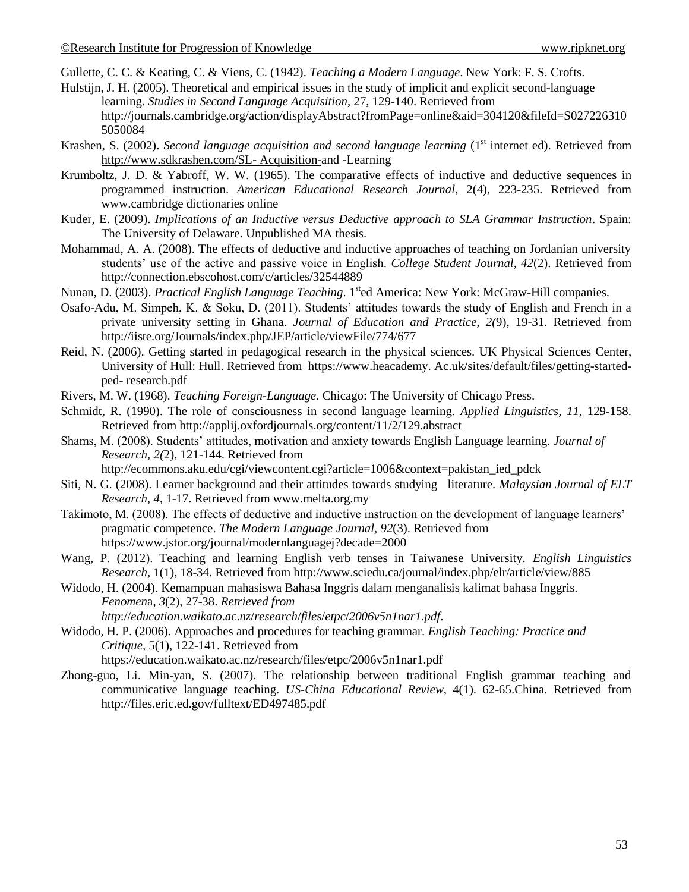Gullette, C. C. & Keating, C. & Viens, C. (1942). *Teaching a Modern Language*. New York: F. S. Crofts.

Hulstijn, J. H. (2005). Theoretical and empirical issues in the study of implicit and explicit second-language learning. *Studies in Second Language Acquisition*, 27, 129-140. Retrieved from http://journals.cambridge.org/action/displayAbstract?fromPage=online&aid=304120&fileId=S0272263105050084

Krashen, S. (2002). *Second language acquisition and second language learning* (1st internet ed). Retrieved from http://www.sdkrashen.com/SL- Acquisition-and -Learning

Krumboltz, J. D. & Yabroff, W. W. (1965). The comparative effects of inductive and deductive sequences in programmed instruction. *American Educational Research Journal*, 2(4), 223-235. Retrieved from www.cambridge dictionaries online

Kuder, E. (2009). *Implications of an Inductive versus Deductive approach to SLA Grammar Instruction*. Spain: The University of Delaware. Unpublished MA thesis.

Mohammad, A. A. (2008). The effects of deductive and inductive approaches of teaching on Jordanian university students' use of the active and passive voice in English. *College Student Journal*, *42*(2). Retrieved from http://connection.ebscohost.com/c/articles/32544889

Nunan, D. (2003). *Practical English Language Teaching*. 1sted America: New York: McGraw-Hill companies.

Osafo-Adu, M. Simpeh, K. & Soku, D. (2011). Students' attitudes towards the study of English and French in a private university setting in Ghana. *Journal of Education and Practice*, *2(*9), 19-31. Retrieved from http://iiste.org/Journals/index.php/JEP/article/viewFile/774/677

Reid, N. (2006). Getting started in pedagogical research in the physical sciences. UK Physical Sciences Center, University of Hull: Hull. Retrieved from https://www.heacademy. Ac.uk/sites/default/files/getting-started-ped- research.pdf

Rivers, M. W. (1968). *Teaching Foreign-Language*. Chicago: The University of Chicago Press.

Schmidt, R. (1990). The role of consciousness in second language learning. *Applied Linguistics, 11*, 129-158. Retrieved from http://applij.oxfordjournals.org/content/11/2/129.abstract

Shams, M. (2008). Students' attitudes, motivation and anxiety towards English Language learning. *Journal of Research*, *2(*2), 121-144. Retrieved from http://ecommons.aku.edu/cgi/viewcontent.cgi?article=1006&context=pakistan_ied_pdck

Siti, N. G. (2008). Learner background and their attitudes towards studying literature. *Malaysian Journal of ELT Research*, *4*, 1-17. Retrieved from www.melta.org.my

Takimoto, M. (2008). The effects of deductive and inductive instruction on the development of language learners' pragmatic competence. *The Modern Language Journal, 92*(3). Retrieved from https://www.jstor.org/journal/modernlanguagej?decade=2000

Wang, P. (2012). Teaching and learning English verb tenses in Taiwanese University. *English Linguistics Research*, 1(1), 18-34. Retrieved from http://www.sciedu.ca/journal/index.php/elr/article/view/885

Widodo, H. (2004). Kemampuan mahasiswa Bahasa Inggris dalam menganalisis kalimat bahasa Inggris. *Fenomen*a, *3*(2), 27-38. *Retrieved from http*://*education*.*waikato*.*ac*.*nz*/*research*/*files*/*etpc*/*2006v5n1nar1*.*pdf*.

Widodo, H. P. (2006). Approaches and procedures for teaching grammar. *English Teaching: Practice and Critique*, 5(1), 122-141. Retrieved from https://education.waikato.ac.nz/research/files/etpc/2006v5n1nar1.pdf

Zhong-guo, Li. Min-yan, S. (2007). The relationship between traditional English grammar teaching and communicative language teaching. *US-China Educational Review,* 4(1). 62-65.China. Retrieved from http://files.eric.ed.gov/fulltext/ED497485.pdf